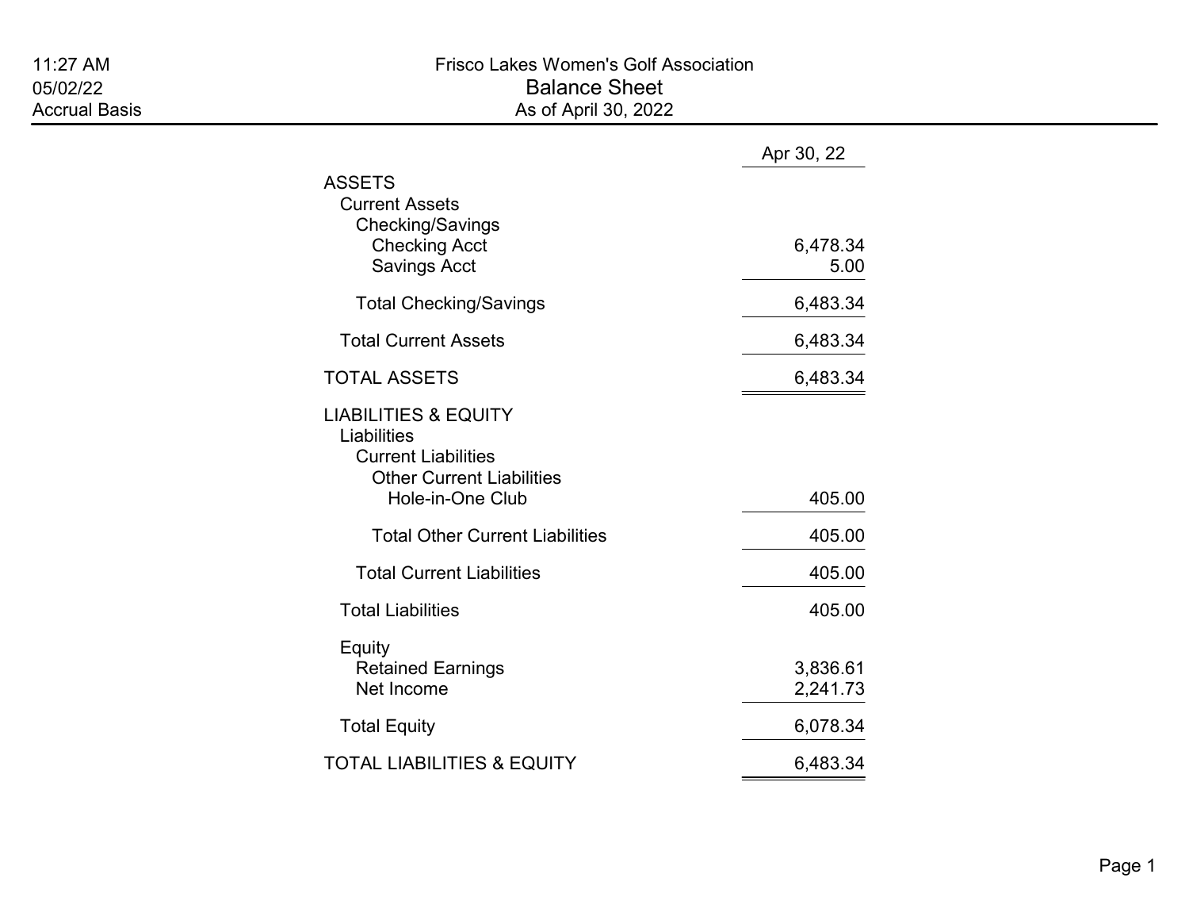11:27 AM
05/02/22
Accrual Basis

# Frisco Lakes Women's Golf Association

## Balance Sheet

### As of April 30, 2022

| | Apr 30, 22 |
|---|---|
| ASSETS | |
| Current Assets | |
| Checking/Savings | |
| Checking Acct | 6,478.34 |
| Savings Acct | 5.00 |
| Total Checking/Savings | 6,483.34 |
| Total Current Assets | 6,483.34 |
| TOTAL ASSETS | 6,483.34 |
| LIABILITIES & EQUITY | |
| Liabilities | |
| Current Liabilities | |
| Other Current Liabilities | |
| Hole-in-One Club | 405.00 |
| Total Other Current Liabilities | 405.00 |
| Total Current Liabilities | 405.00 |
| Total Liabilities | 405.00 |
| Equity | |
| Retained Earnings | 3,836.61 |
| Net Income | 2,241.73 |
| Total Equity | 6,078.34 |
| TOTAL LIABILITIES & EQUITY | 6,483.34 |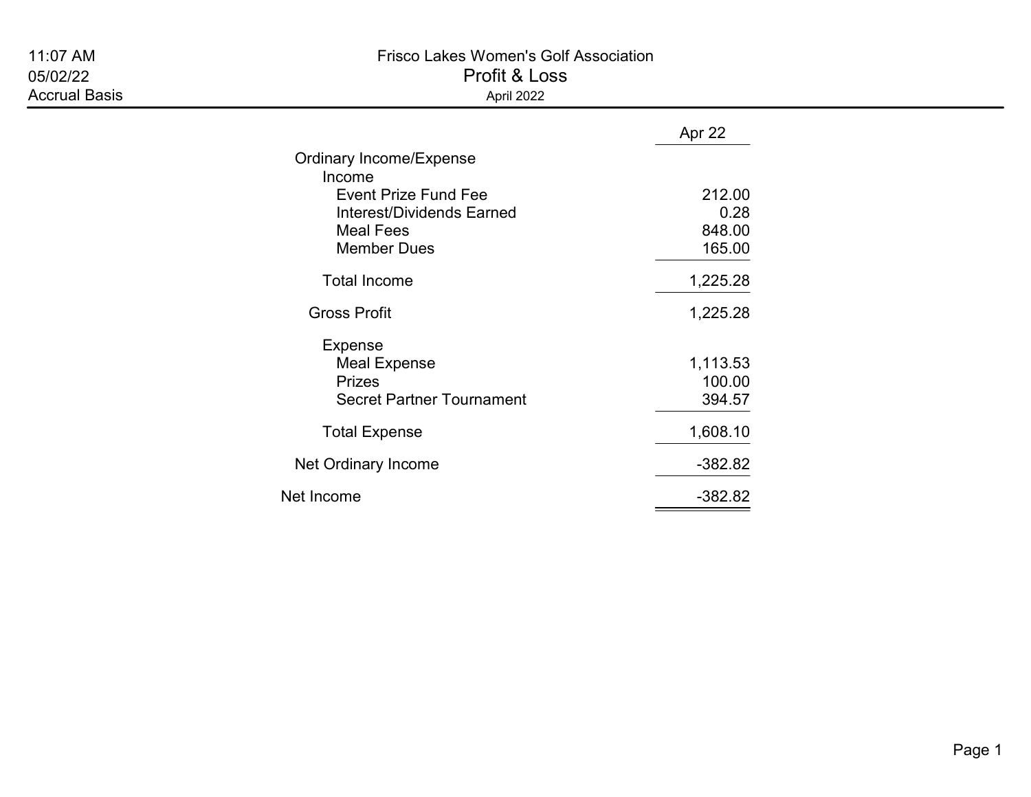11:07 AM
05/02/22
Accrual Basis

# Frisco Lakes Women's Golf Association

## Profit & Loss

April 2022

| | Apr 22 |
|---|---|
| Ordinary Income/Expense | |
| Income | |
| Event Prize Fund Fee | 212.00 |
| Interest/Dividends Earned | 0.28 |
| Meal Fees | 848.00 |
| Member Dues | 165.00 |
| Total Income | 1,225.28 |
| Gross Profit | 1,225.28 |
| Expense | |
| Meal Expense | 1,113.53 |
| Prizes | 100.00 |
| Secret Partner Tournament | 394.57 |
| Total Expense | 1,608.10 |
| Net Ordinary Income | -382.82 |
| Net Income | -382.82 |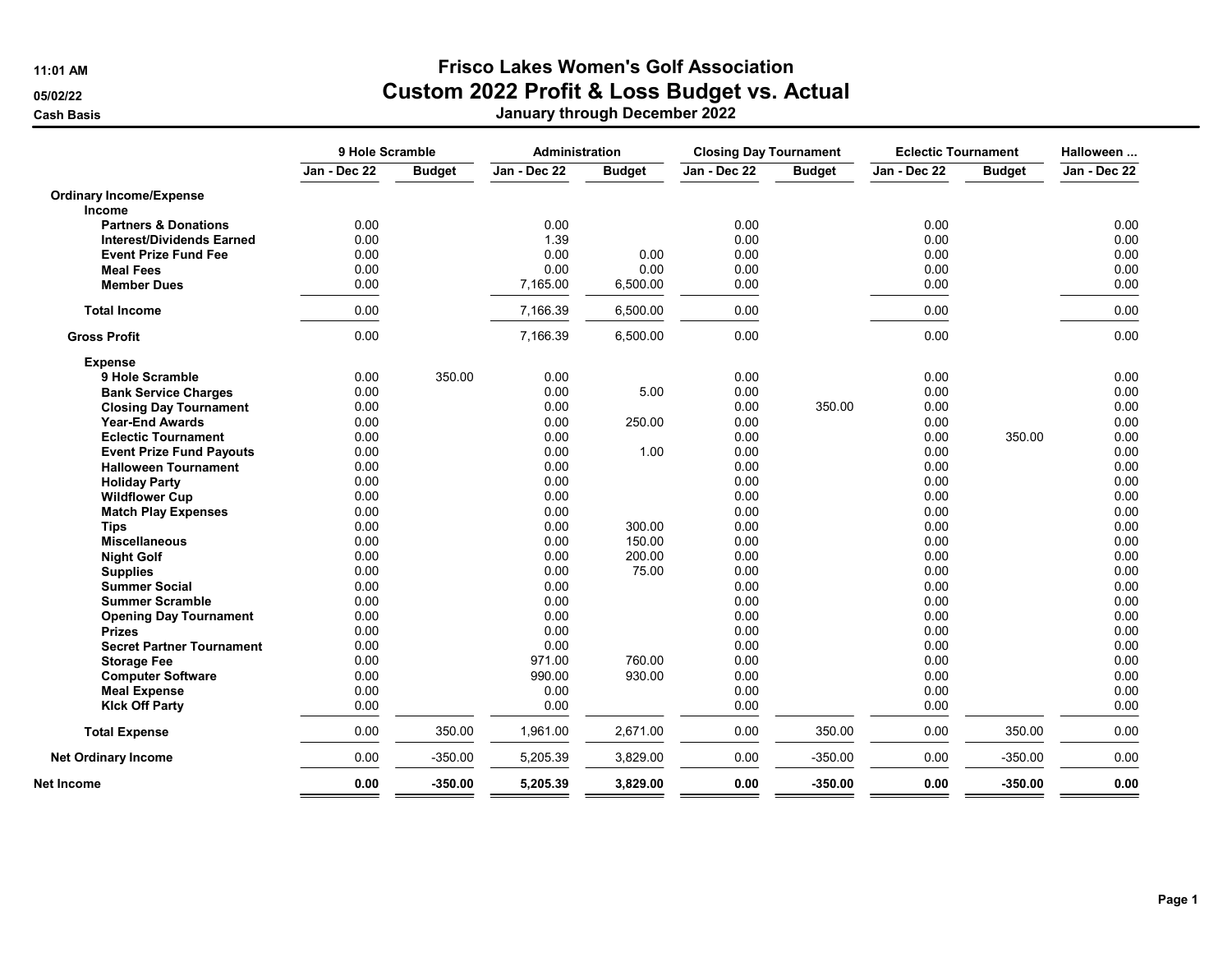# Frisco Lakes Women's Golf Association

## Custom 2022 Profit & Loss Budget vs. Actual

### January through December 2022

11:01 AM
05/02/22
Cash Basis

| | 9 Hole Scramble | | Administration | | Closing Day Tournament | | Eclectic Tournament | | Halloween ... |
|---|---|---|---|---|---|---|---|---|---|
| | Jan - Dec 22 | Budget | Jan - Dec 22 | Budget | Jan - Dec 22 | Budget | Jan - Dec 22 | Budget | Jan - Dec 22 |
| **Ordinary Income/Expense** | | | | | | | | | |
| **Income** | | | | | | | | | |
| **Partners & Donations** | 0.00 | | 0.00 | | 0.00 | | 0.00 | | 0.00 |
| **Interest/Dividends Earned** | 0.00 | | 1.39 | | 0.00 | | 0.00 | | 0.00 |
| **Event Prize Fund Fee** | 0.00 | | 0.00 | 0.00 | 0.00 | | 0.00 | | 0.00 |
| **Meal Fees** | 0.00 | | 0.00 | 0.00 | 0.00 | | 0.00 | | 0.00 |
| **Member Dues** | 0.00 | | 7,165.00 | 6,500.00 | 0.00 | | 0.00 | | 0.00 |
| **Total Income** | 0.00 | | 7,166.39 | 6,500.00 | 0.00 | | 0.00 | | 0.00 |
| **Gross Profit** | 0.00 | | 7,166.39 | 6,500.00 | 0.00 | | 0.00 | | 0.00 |
| **Expense** | | | | | | | | | |
| **9 Hole Scramble** | 0.00 | 350.00 | 0.00 | | 0.00 | | 0.00 | | 0.00 |
| **Bank Service Charges** | 0.00 | | 0.00 | 5.00 | 0.00 | | 0.00 | | 0.00 |
| **Closing Day Tournament** | 0.00 | | 0.00 | | 0.00 | 350.00 | 0.00 | | 0.00 |
| **Year-End Awards** | 0.00 | | 0.00 | 250.00 | 0.00 | | 0.00 | | 0.00 |
| **Eclectic Tournament** | 0.00 | | 0.00 | | 0.00 | | 0.00 | 350.00 | 0.00 |
| **Event Prize Fund Payouts** | 0.00 | | 0.00 | 1.00 | 0.00 | | 0.00 | | 0.00 |
| **Halloween Tournament** | 0.00 | | 0.00 | | 0.00 | | 0.00 | | 0.00 |
| **Holiday Party** | 0.00 | | 0.00 | | 0.00 | | 0.00 | | 0.00 |
| **Wildflower Cup** | 0.00 | | 0.00 | | 0.00 | | 0.00 | | 0.00 |
| **Match Play Expenses** | 0.00 | | 0.00 | | 0.00 | | 0.00 | | 0.00 |
| **Tips** | 0.00 | | 0.00 | 300.00 | 0.00 | | 0.00 | | 0.00 |
| **Miscellaneous** | 0.00 | | 0.00 | 150.00 | 0.00 | | 0.00 | | 0.00 |
| **Night Golf** | 0.00 | | 0.00 | 200.00 | 0.00 | | 0.00 | | 0.00 |
| **Supplies** | 0.00 | | 0.00 | 75.00 | 0.00 | | 0.00 | | 0.00 |
| **Summer Social** | 0.00 | | 0.00 | | 0.00 | | 0.00 | | 0.00 |
| **Summer Scramble** | 0.00 | | 0.00 | | 0.00 | | 0.00 | | 0.00 |
| **Opening Day Tournament** | 0.00 | | 0.00 | | 0.00 | | 0.00 | | 0.00 |
| **Prizes** | 0.00 | | 0.00 | | 0.00 | | 0.00 | | 0.00 |
| **Secret Partner Tournament** | 0.00 | | 0.00 | | 0.00 | | 0.00 | | 0.00 |
| **Storage Fee** | 0.00 | | 971.00 | 760.00 | 0.00 | | 0.00 | | 0.00 |
| **Computer Software** | 0.00 | | 990.00 | 930.00 | 0.00 | | 0.00 | | 0.00 |
| **Meal Expense** | 0.00 | | 0.00 | | 0.00 | | 0.00 | | 0.00 |
| **KIck Off Party** | 0.00 | | 0.00 | | 0.00 | | 0.00 | | 0.00 |
| **Total Expense** | 0.00 | 350.00 | 1,961.00 | 2,671.00 | 0.00 | 350.00 | 0.00 | 350.00 | 0.00 |
| **Net Ordinary Income** | 0.00 | -350.00 | 5,205.39 | 3,829.00 | 0.00 | -350.00 | 0.00 | -350.00 | 0.00 |
| **Net Income** | **0.00** | **-350.00** | **5,205.39** | **3,829.00** | **0.00** | **-350.00** | **0.00** | **-350.00** | **0.00** |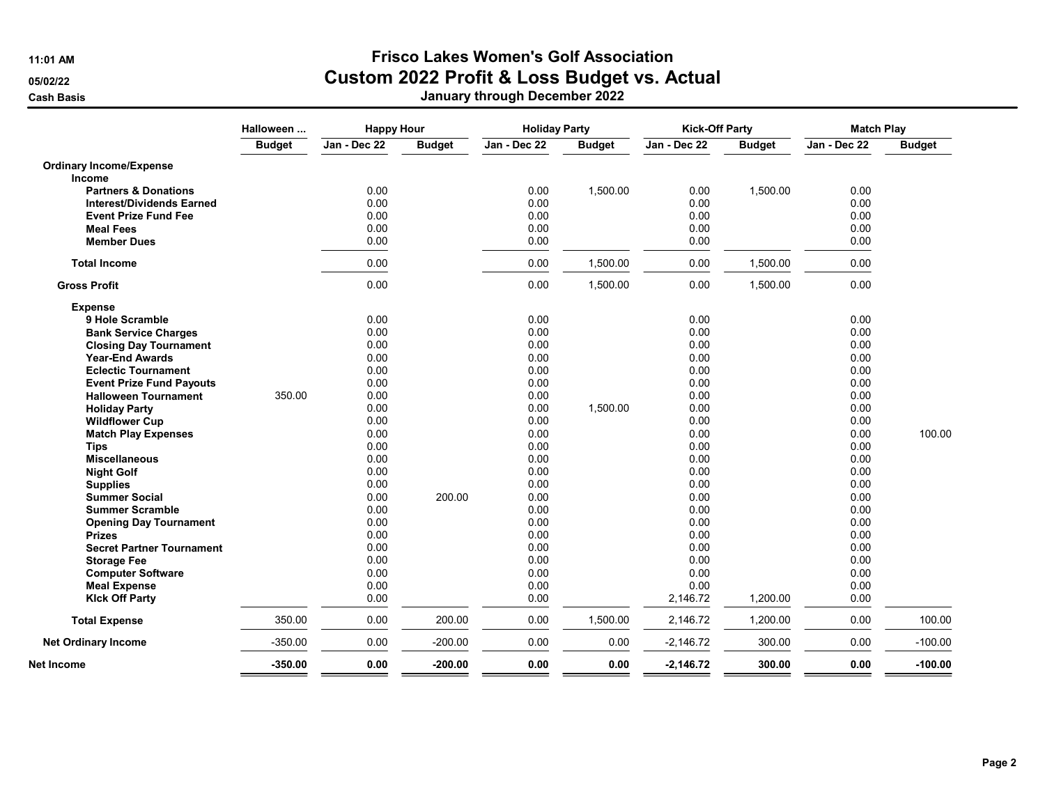11:01 AM
05/02/22
Cash Basis

# Frisco Lakes Women's Golf Association
## Custom 2022 Profit & Loss Budget vs. Actual
### January through December 2022

| | Halloween ... | Happy Hour | | Holiday Party | | Kick-Off Party | | Match Play | |
|---|---|---|---|---|---|---|---|---|---|
| | Budget | Jan - Dec 22 | Budget | Jan - Dec 22 | Budget | Jan - Dec 22 | Budget | Jan - Dec 22 | Budget |
| **Ordinary Income/Expense** | | | | | | | | | |
| **Income** | | | | | | | | | |
| **Partners & Donations** | | 0.00 | | 0.00 | 1,500.00 | 0.00 | 1,500.00 | 0.00 | |
| **Interest/Dividends Earned** | | 0.00 | | 0.00 | | 0.00 | | 0.00 | |
| **Event Prize Fund Fee** | | 0.00 | | 0.00 | | 0.00 | | 0.00 | |
| **Meal Fees** | | 0.00 | | 0.00 | | 0.00 | | 0.00 | |
| **Member Dues** | | 0.00 | | 0.00 | | 0.00 | | 0.00 | |
| **Total Income** | | 0.00 | | 0.00 | 1,500.00 | 0.00 | 1,500.00 | 0.00 | |
| **Gross Profit** | | 0.00 | | 0.00 | 1,500.00 | 0.00 | 1,500.00 | 0.00 | |
| **Expense** | | | | | | | | | |
| **9 Hole Scramble** | | 0.00 | | 0.00 | | 0.00 | | 0.00 | |
| **Bank Service Charges** | | 0.00 | | 0.00 | | 0.00 | | 0.00 | |
| **Closing Day Tournament** | | 0.00 | | 0.00 | | 0.00 | | 0.00 | |
| **Year-End Awards** | | 0.00 | | 0.00 | | 0.00 | | 0.00 | |
| **Eclectic Tournament** | | 0.00 | | 0.00 | | 0.00 | | 0.00 | |
| **Event Prize Fund Payouts** | | 0.00 | | 0.00 | | 0.00 | | 0.00 | |
| **Halloween Tournament** | 350.00 | 0.00 | | 0.00 | | 0.00 | | 0.00 | |
| **Holiday Party** | | 0.00 | | 0.00 | 1,500.00 | 0.00 | | 0.00 | |
| **Wildflower Cup** | | 0.00 | | 0.00 | | 0.00 | | 0.00 | |
| **Match Play Expenses** | | 0.00 | | 0.00 | | 0.00 | | 0.00 | 100.00 |
| **Tips** | | 0.00 | | 0.00 | | 0.00 | | 0.00 | |
| **Miscellaneous** | | 0.00 | | 0.00 | | 0.00 | | 0.00 | |
| **Night Golf** | | 0.00 | | 0.00 | | 0.00 | | 0.00 | |
| **Supplies** | | 0.00 | | 0.00 | | 0.00 | | 0.00 | |
| **Summer Social** | | 0.00 | 200.00 | 0.00 | | 0.00 | | 0.00 | |
| **Summer Scramble** | | 0.00 | | 0.00 | | 0.00 | | 0.00 | |
| **Opening Day Tournament** | | 0.00 | | 0.00 | | 0.00 | | 0.00 | |
| **Prizes** | | 0.00 | | 0.00 | | 0.00 | | 0.00 | |
| **Secret Partner Tournament** | | 0.00 | | 0.00 | | 0.00 | | 0.00 | |
| **Storage Fee** | | 0.00 | | 0.00 | | 0.00 | | 0.00 | |
| **Computer Software** | | 0.00 | | 0.00 | | 0.00 | | 0.00 | |
| **Meal Expense** | | 0.00 | | 0.00 | | 0.00 | | 0.00 | |
| **KIck Off Party** | | 0.00 | | 0.00 | | 2,146.72 | 1,200.00 | 0.00 | |
| **Total Expense** | 350.00 | 0.00 | 200.00 | 0.00 | 1,500.00 | 2,146.72 | 1,200.00 | 0.00 | 100.00 |
| **Net Ordinary Income** | -350.00 | 0.00 | -200.00 | 0.00 | 0.00 | -2,146.72 | 300.00 | 0.00 | -100.00 |
| **Net Income** | **-350.00** | **0.00** | **-200.00** | **0.00** | **0.00** | **-2,146.72** | **300.00** | **0.00** | **-100.00** |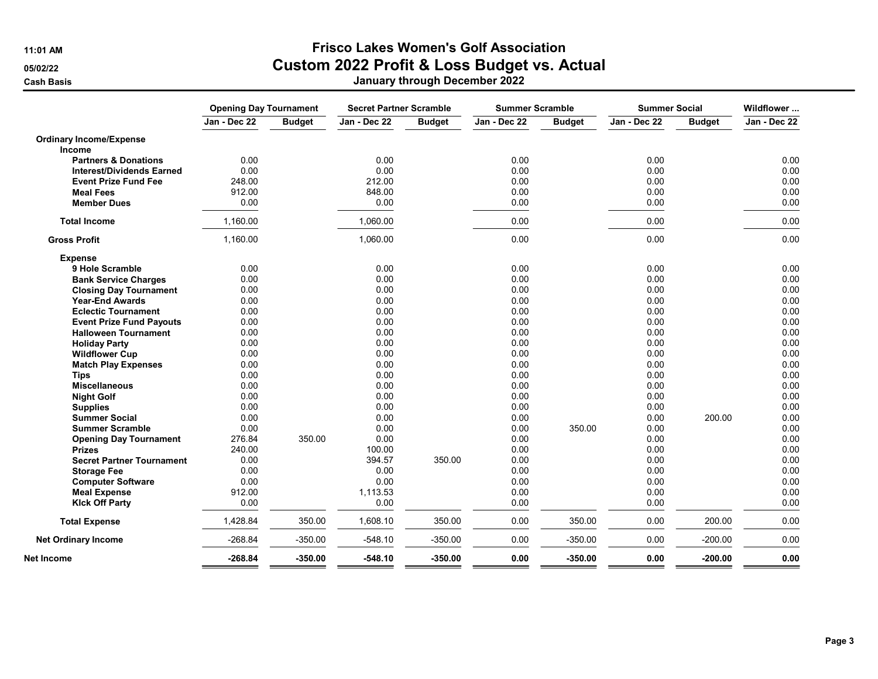# Frisco Lakes Women's Golf Association

## Custom 2022 Profit & Loss Budget vs. Actual

### January through December 2022

11:01 AM
05/02/22
Cash Basis

| | Opening Day Tournament | | Secret Partner Scramble | | Summer Scramble | | Summer Social | | Wildflower ... |
|---|---|---|---|---|---|---|---|---|---|
| | Jan - Dec 22 | Budget | Jan - Dec 22 | Budget | Jan - Dec 22 | Budget | Jan - Dec 22 | Budget | Jan - Dec 22 |
| **Ordinary Income/Expense** | | | | | | | | | |
| **Income** | | | | | | | | | |
| **Partners & Donations** | 0.00 | | 0.00 | | 0.00 | | 0.00 | | 0.00 |
| **Interest/Dividends Earned** | 0.00 | | 0.00 | | 0.00 | | 0.00 | | 0.00 |
| **Event Prize Fund Fee** | 248.00 | | 212.00 | | 0.00 | | 0.00 | | 0.00 |
| **Meal Fees** | 912.00 | | 848.00 | | 0.00 | | 0.00 | | 0.00 |
| **Member Dues** | 0.00 | | 0.00 | | 0.00 | | 0.00 | | 0.00 |
| **Total Income** | 1,160.00 | | 1,060.00 | | 0.00 | | 0.00 | | 0.00 |
| **Gross Profit** | 1,160.00 | | 1,060.00 | | 0.00 | | 0.00 | | 0.00 |
| **Expense** | | | | | | | | | |
| **9 Hole Scramble** | 0.00 | | 0.00 | | 0.00 | | 0.00 | | 0.00 |
| **Bank Service Charges** | 0.00 | | 0.00 | | 0.00 | | 0.00 | | 0.00 |
| **Closing Day Tournament** | 0.00 | | 0.00 | | 0.00 | | 0.00 | | 0.00 |
| **Year-End Awards** | 0.00 | | 0.00 | | 0.00 | | 0.00 | | 0.00 |
| **Eclectic Tournament** | 0.00 | | 0.00 | | 0.00 | | 0.00 | | 0.00 |
| **Event Prize Fund Payouts** | 0.00 | | 0.00 | | 0.00 | | 0.00 | | 0.00 |
| **Halloween Tournament** | 0.00 | | 0.00 | | 0.00 | | 0.00 | | 0.00 |
| **Holiday Party** | 0.00 | | 0.00 | | 0.00 | | 0.00 | | 0.00 |
| **Wildflower Cup** | 0.00 | | 0.00 | | 0.00 | | 0.00 | | 0.00 |
| **Match Play Expenses** | 0.00 | | 0.00 | | 0.00 | | 0.00 | | 0.00 |
| **Tips** | 0.00 | | 0.00 | | 0.00 | | 0.00 | | 0.00 |
| **Miscellaneous** | 0.00 | | 0.00 | | 0.00 | | 0.00 | | 0.00 |
| **Night Golf** | 0.00 | | 0.00 | | 0.00 | | 0.00 | | 0.00 |
| **Supplies** | 0.00 | | 0.00 | | 0.00 | | 0.00 | | 0.00 |
| **Summer Social** | 0.00 | | 0.00 | | 0.00 | | 0.00 | 200.00 | 0.00 |
| **Summer Scramble** | 0.00 | | 0.00 | | 0.00 | 350.00 | 0.00 | | 0.00 |
| **Opening Day Tournament** | 276.84 | 350.00 | 0.00 | | 0.00 | | 0.00 | | 0.00 |
| **Prizes** | 240.00 | | 100.00 | | 0.00 | | 0.00 | | 0.00 |
| **Secret Partner Tournament** | 0.00 | | 394.57 | 350.00 | 0.00 | | 0.00 | | 0.00 |
| **Storage Fee** | 0.00 | | 0.00 | | 0.00 | | 0.00 | | 0.00 |
| **Computer Software** | 0.00 | | 0.00 | | 0.00 | | 0.00 | | 0.00 |
| **Meal Expense** | 912.00 | | 1,113.53 | | 0.00 | | 0.00 | | 0.00 |
| **KIck Off Party** | 0.00 | | 0.00 | | 0.00 | | 0.00 | | 0.00 |
| **Total Expense** | 1,428.84 | 350.00 | 1,608.10 | 350.00 | 0.00 | 350.00 | 0.00 | 200.00 | 0.00 |
| **Net Ordinary Income** | -268.84 | -350.00 | -548.10 | -350.00 | 0.00 | -350.00 | 0.00 | -200.00 | 0.00 |
| **Net Income** | **-268.84** | **-350.00** | **-548.10** | **-350.00** | **0.00** | **-350.00** | **0.00** | **-200.00** | **0.00** |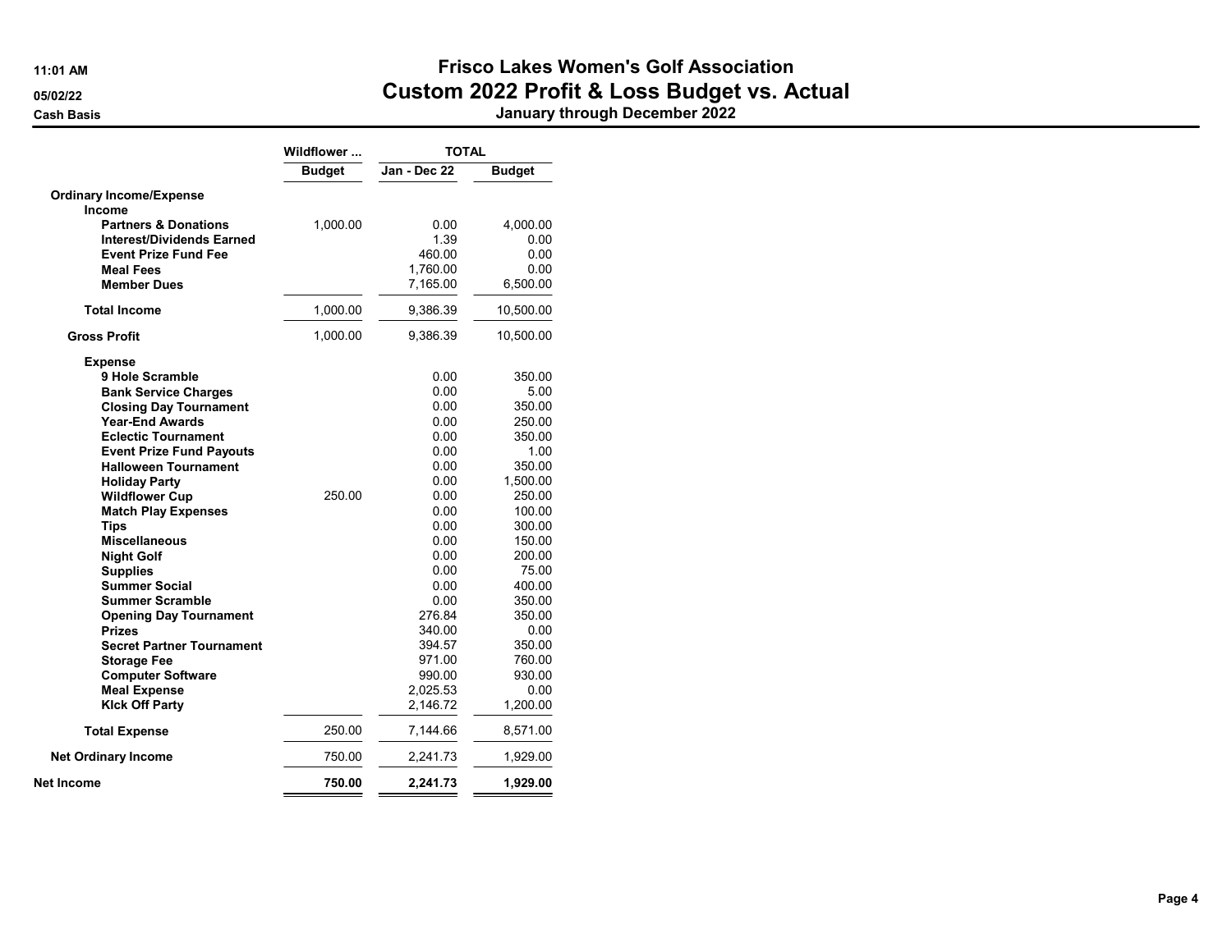11:01 AM

05/02/22

Cash Basis

# Frisco Lakes Women's Golf Association

## Custom 2022 Profit & Loss Budget vs. Actual

### January through December 2022

| | Wildflower ... | TOTAL | |
|---|---|---|---|
| | Budget | Jan - Dec 22 | Budget |
| **Ordinary Income/Expense** | | | |
| **Income** | | | |
| **Partners & Donations** | 1,000.00 | 0.00 | 4,000.00 |
| **Interest/Dividends Earned** | | 1.39 | 0.00 |
| **Event Prize Fund Fee** | | 460.00 | 0.00 |
| **Meal Fees** | | 1,760.00 | 0.00 |
| **Member Dues** | | 7,165.00 | 6,500.00 |
| **Total Income** | 1,000.00 | 9,386.39 | 10,500.00 |
| **Gross Profit** | 1,000.00 | 9,386.39 | 10,500.00 |
| **Expense** | | | |
| **9 Hole Scramble** | | 0.00 | 350.00 |
| **Bank Service Charges** | | 0.00 | 5.00 |
| **Closing Day Tournament** | | 0.00 | 350.00 |
| **Year-End Awards** | | 0.00 | 250.00 |
| **Eclectic Tournament** | | 0.00 | 350.00 |
| **Event Prize Fund Payouts** | | 0.00 | 1.00 |
| **Halloween Tournament** | | 0.00 | 350.00 |
| **Holiday Party** | | 0.00 | 1,500.00 |
| **Wildflower Cup** | 250.00 | 0.00 | 250.00 |
| **Match Play Expenses** | | 0.00 | 100.00 |
| **Tips** | | 0.00 | 300.00 |
| **Miscellaneous** | | 0.00 | 150.00 |
| **Night Golf** | | 0.00 | 200.00 |
| **Supplies** | | 0.00 | 75.00 |
| **Summer Social** | | 0.00 | 400.00 |
| **Summer Scramble** | | 0.00 | 350.00 |
| **Opening Day Tournament** | | 276.84 | 350.00 |
| **Prizes** | | 340.00 | 0.00 |
| **Secret Partner Tournament** | | 394.57 | 350.00 |
| **Storage Fee** | | 971.00 | 760.00 |
| **Computer Software** | | 990.00 | 930.00 |
| **Meal Expense** | | 2,025.53 | 0.00 |
| **KIck Off Party** | | 2,146.72 | 1,200.00 |
| **Total Expense** | 250.00 | 7,144.66 | 8,571.00 |
| **Net Ordinary Income** | 750.00 | 2,241.73 | 1,929.00 |
| **Net Income** | **750.00** | **2,241.73** | **1,929.00** |